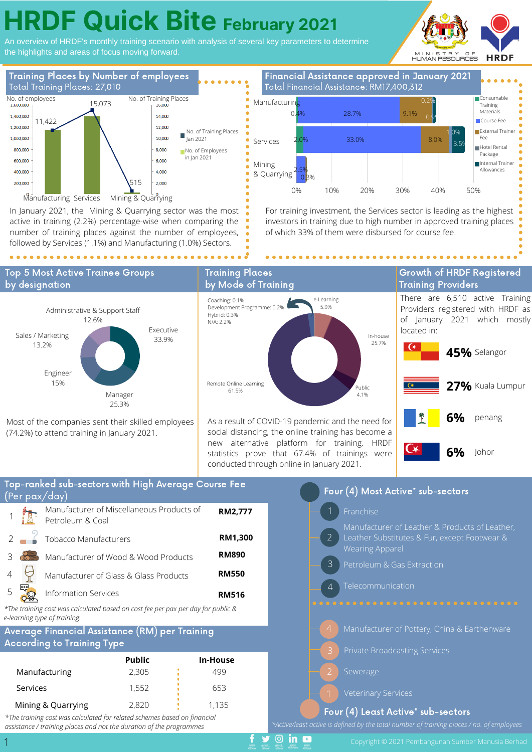# HRDF Quick Bite February 2021

An overview of HRDF's monthly training scenario with analysis of several key parameters to determine the highlights and areas of focus moving forward.

MINISTRY OF HUMAN RESOURCES

HRDF

## Training Places by Number of employees

Total Training Places: 27,010

No. of employees

No. of Training Places

1,600,000
1,400,000
1,200,000
1,000,000
800,000
600,000
400,000
200,000
0

16,000
14,000
12,000
10,000
8,000
6,000
4,000
2,000
0

11,422
15,073
515

Manufacturing
Services
Mining & Quarrying

No. of Training Places Jan 2021
No. of Employees in Jan 2021

In January 2021, the Mining & Quarrying sector was the most active in training (2.2%) percentage-wise when comparing the number of training places against the number of employees, followed by Services (1.1%) and Manufacturing (1.0%) Sectors.

## Financial Assistance approved in January 2021

Total Financial Assistance: RM17,400,312

Manufacturing: 0.4%, 28.7%, 9.1%, 0.2%, 0.9%
Services: 2.0%, 33.0%, 8.0%, 1.0%, 3.5%
Mining & Quarrying: 2.5%, 0.3%

0%
10%
20%
30%
40%
50%

Consumable Training Materials
Course Fee
External Trainer Fee
Hotel Rental Package
Internal Trainer Allowances

For training investment, the Services sector is leading as the highest investors in training due to high number in approved training places of which 33% of them were disbursed for course fee.

## Top 5 Most Active Trainee Groups by designation

Administrative & Support Staff 12.6%
Executive 33.9%
Sales / Marketing 13.2%
Engineer 15%
Manager 25.3%

Most of the companies sent their skilled employees (74.2%) to attend training in January 2021.

## Training Places by Mode of Training

Coaching: 0.1%
Development Programme: 0.2%
Hybrid: 0.3%
N/A: 2.2%
e-Learning 5.9%
In-house 25.7%
Public 4.1%
Remote Online Learning 61.5%

As a result of COVID-19 pandemic and the need for social distancing, the online training has become a new alternative platform for training. HRDF statistics prove that 67.4% of trainings were conducted through online in January 2021.

## Growth of HRDF Registered Training Providers

There are 6,510 active Training Providers registered with HRDF as of January 2021 which mostly located in:

- **45%** Selangor
- **27%** Kuala Lumpur
- **6%** penang
- **6%** Johor

## Top-ranked sub-sectors with High Average Course Fee (Per pax/day)

| | | |
|---|---|---|
| 1 | Manufacturer of Miscellaneous Products of Petroleum & Coal | **RM2,777** |
| 2 | Tobacco Manufacturers | **RM1,300** |
| 3 | Manufacturer of Wood & Wood Products | **RM890** |
| 4 | Manufacturer of Glass & Glass Products | **RM550** |
| 5 | Information Services | **RM516** |

*\*The training cost was calculated based on cost fee per pax per day for public & e-learning type of training.*

## Four (4) Most Active* sub-sectors

1. Franchise
2. Manufacturer of Leather & Products of Leather, Leather Substitutes & Fur, except Footwear & Wearing Apparel
3. Petroleum & Gas Extraction
4. Telecommunication

## Four (4) Least Active* sub-sectors

4. Manufacturer of Pottery, China & Earthenware
3. Private Broadcasting Services
2. Sewerage
1. Veterinary Services

*\*Active/least active is defined by the total number of training places / no. of employees*

## Average Financial Assistance (RM) per Training According to Training Type

| | **Public** | **In-House** |
|---|---|---|
| Manufacturing | 2,305 | 499 |
| Services | 1,552 | 653 |
| Mining & Quarrying | 2,820 | 1,135 |

*\*The training cost was calculated for related schemes based on financial assistance / training places and not the duration of the programmes*

Copyright © 2021 Pembangunan Sumber Manusia Berhad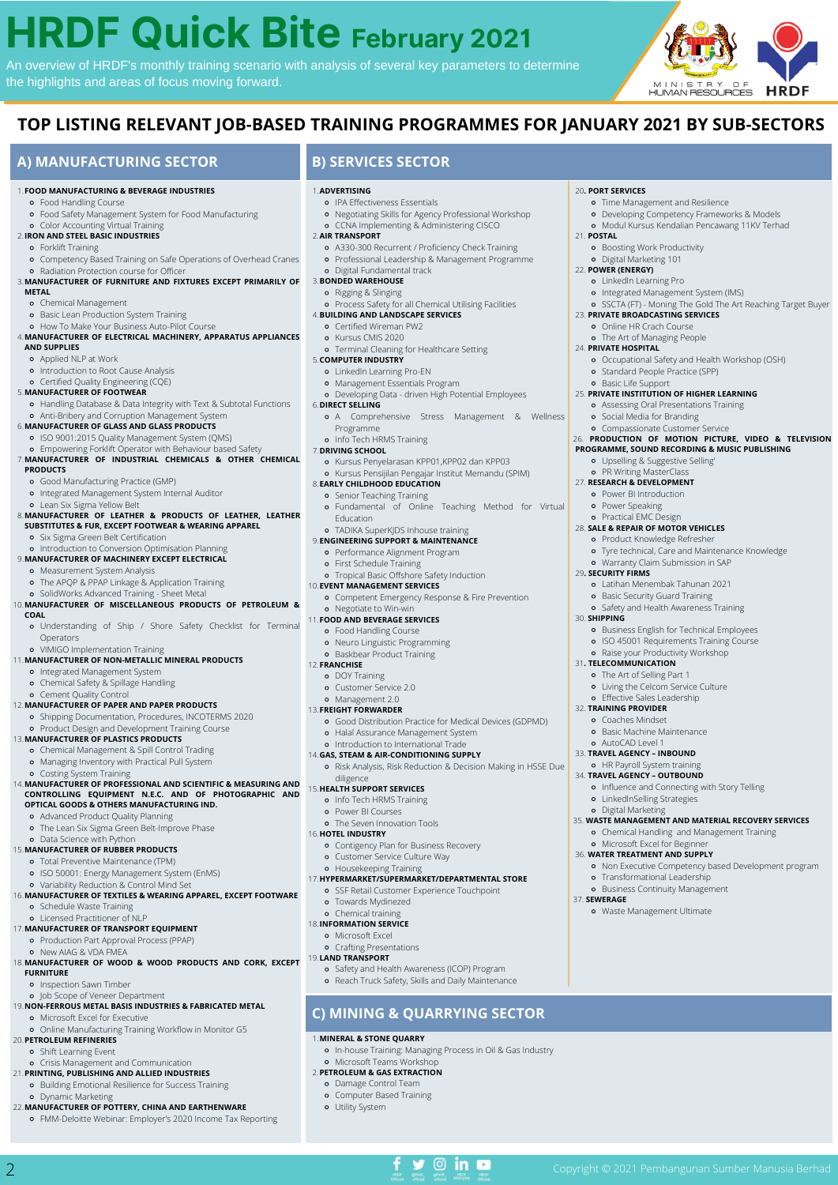# HRDF Quick Bite February 2021

An overview of HRDF's monthly training scenario with analysis of several key parameters to determine the highlights and areas of focus moving forward.

MINISTRY OF HUMAN RESOURCES

HRDF

## TOP LISTING RELEVANT JOB-BASED TRAINING PROGRAMMES FOR JANUARY 2021 BY SUB-SECTORS

### A) MANUFACTURING SECTOR

1. **FOOD MANUFACTURING & BEVERAGE INDUSTRIES**
   - Food Handling Course
   - Food Safety Management System for Food Manufacturing
   - Color Accounting Virtual Training
2. **IRON AND STEEL BASIC INDUSTRIES**
   - Forklift Training
   - Competency Based Training on Safe Operations of Overhead Cranes
   - Radiation Protection course for Officer
3. **MANUFACTURER OF FURNITURE AND FIXTURES EXCEPT PRIMARILY OF METAL**
   - Chemical Management
   - Basic Lean Production System Training
   - How To Make Your Business Auto-Pilot Course
4. **MANUFACTURER OF ELECTRICAL MACHINERY, APPARATUS APPLIANCES AND SUPPLIES**
   - Applied NLP at Work
   - Introduction to Root Cause Analysis
   - Certified Quality Engineering (CQE)
5. **MANUFACTURER OF FOOTWEAR**
   - Handling Database & Data Integrity with Text & Subtotal Functions
   - Anti-Bribery and Corruption Management System
6. **MANUFACTURER OF GLASS AND GLASS PRODUCTS**
   - ISO 9001:2015 Quality Management System (QMS)
   - Empowering Forklift Operator with Behaviour based Safety
7. **MANUFACTURER OF INDUSTRIAL CHEMICALS & OTHER CHEMICAL PRODUCTS**
   - Good Manufacturing Practice (GMP)
   - Integrated Management System Internal Auditor
   - Lean Six Sigma Yellow Belt
8. **MANUFACTURER OF LEATHER & PRODUCTS OF LEATHER, LEATHER SUBSTITUTES & FUR, EXCEPT FOOTWEAR & WEARING APPAREL**
   - Six Sigma Green Belt Certification
   - Introduction to Conversion Optimisation Planning
9. **MANUFACTURER OF MACHINERY EXCEPT ELECTRICAL**
   - Measurement System Analysis
   - The APQP & PPAP Linkage & Application Training
   - SolidWorks Advanced Training - Sheet Metal
10. **MANUFACTURER OF MISCELLANEOUS PRODUCTS OF PETROLEUM & COAL**
    - Understanding of Ship / Shore Safety Checklist for Terminal Operators
    - VIMIGO Implementation Training
11. **MANUFACTURER OF NON-METALLIC MINERAL PRODUCTS**
    - Integrated Management System
    - Chemical Safety & Spillage Handling
    - Cement Quality Control
12. **MANUFACTURER OF PAPER AND PAPER PRODUCTS**
    - Shipping Documentation, Procedures, INCOTERMS 2020
    - Product Design and Development Training Course
13. **MANUFACTURER OF PLASTICS PRODUCTS**
    - Chemical Management & Spill Control Trading
    - Managing Inventory with Practical Pull System
    - Costing System Training
14. **MANUFACTURER OF PROFESSIONAL AND SCIENTIFIC & MEASURING AND CONTROLLING EQUIPMENT N.E.C. AND OF PHOTOGRAPHIC AND OPTICAL GOODS & OTHERS MANUFACTURING IND.**
    - Advanced Product Quality Planning
    - The Lean Six Sigma Green Belt-Improve Phase
    - Data Science with Python
15. **MANUFACTURER OF RUBBER PRODUCTS**
    - Total Preventive Maintenance (TPM)
    - ISO 50001: Energy Management System (EnMS)
    - Variability Reduction & Control Mind Set
16. **MANUFACTURER OF TEXTILES & WEARING APPAREL, EXCEPT FOOTWARE**
    - Schedule Waste Training
    - Licensed Practitioner of NLP
17. **MANUFACTURER OF TRANSPORT EQUIPMENT**
    - Production Part Approval Process (PPAP)
    - New AIAG & VDA FMEA
18. **MANUFACTURER OF WOOD & WOOD PRODUCTS AND CORK, EXCEPT FURNITURE**
    - Inspection Sawn Timber
    - Job Scope of Veneer Department
19. **NON-FERROUS METAL BASIS INDUSTRIES & FABRICATED METAL**
    - Microsoft Excel for Executive
    - Online Manufacturing Training Workflow in Monitor G5
20. **PETROLEUM REFINERIES**
    - Shift Learning Event
    - Crisis Management and Communication
21. **PRINTING, PUBLISHING AND ALLIED INDUSTRIES**
    - Building Emotional Resilience for Success Training
    - Dynamic Marketing
22. **MANUFACTURER OF POTTERY, CHINA AND EARTHENWARE**
    - FMM-Deloitte Webinar: Employer's 2020 Income Tax Reporting

### B) SERVICES SECTOR

1. **ADVERTISING**
   - IPA Effectiveness Essentials
   - Negotiating Skills for Agency Professional Workshop
   - CCNA Implementing & Administering CISCO
2. **AIR TRANSPORT**
   - A330-300 Recurrent / Proficiency Check Training
   - Professional Leadership & Management Programme
   - Digital Fundamental track
3. **BONDED WAREHOUSE**
   - Rigging & Slinging
   - Process Safety for all Chemical Utilising Facilities
4. **BUILDING AND LANDSCAPE SERVICES**
   - Certified Wireman PW2
   - Kursus CMIS 2020
   - Terminal Cleaning for Healthcare Setting
5. **COMPUTER INDUSTRY**
   - LinkedIn Learning Pro-EN
   - Management Essentials Program
   - Developing Data - driven High Potential Employees
6. **DIRECT SELLING**
   - A Comprehensive Stress Management & Wellness Programme
   - Info Tech HRMS Training
7. **DRIVING SCHOOL**
   - Kursus Penyelarasan KPP01,KPP02 dan KPP03
   - Kursus Pensijilan Pengajar Institut Memandu (SPIM)
8. **EARLY CHILDHOOD EDUCATION**
   - Senior Teaching Training
   - Fundamental of Online Teaching Method for Virtual Education
   - TADIKA SuperKIDS Inhouse training
9. **ENGINEERING SUPPORT & MAINTENANCE**
   - Performance Alignment Program
   - First Schedule Training
   - Tropical Basic Offshore Safety Induction
10. **EVENT MANAGEMENT SERVICES**
    - Competent Emergency Response & Fire Prevention
    - Negotiate to Win-win
11. **FOOD AND BEVERAGE SERVICES**
    - Food Handling Course
    - Neuro Linguistic Programming
    - Baskbear Product Training
12. **FRANCHISE**
    - DOY Training
    - Customer Service 2.0
    - Management 2.0
13. **FREIGHT FORWARDER**
    - Good Distribution Practice for Medical Devices (GDPMD)
    - Halal Assurance Management System
    - Introduction to International Trade
14. **GAS, STEAM & AIR-CONDITIONING SUPPLY**
    - Risk Analysis, Risk Reduction & Decision Making in HSSE Due diligence
15. **HEALTH SUPPORT SERVICES**
    - Info Tech HRMS Training
    - Power BI Courses
    - The Seven Innovation Tools
16. **HOTEL INDUSTRY**
    - Contigency Plan for Business Recovery
    - Customer Service Culture Way
    - Housekeeping Training
17. **HYPERMARKET/SUPERMARKET/DEPARTMENTAL STORE**
    - SSF Retail Customer Experience Touchpoint
    - Towards Mydineezed
    - Chemical training
18. **INFORMATION SERVICE**
    - Microsoft Excel
    - Crafting Presentations
19. **LAND TRANSPORT**
    - Safety and Health Awareness (ICOP) Program
    - Reach Truck Safety, Skills and Daily Maintenance
20. **PORT SERVICES**
    - Time Management and Resilience
    - Developing Competency Frameworks & Models
    - Modul Kursus Kendalian Pencawang 11KV Terhad
21. **POSTAL**
    - Boosting Work Productivity
    - Digital Marketing 101
22. **POWER (ENERGY)**
    - LinkedIn Learning Pro
    - Integrated Management System (IMS)
    - SSCTA (FT) - Moning The Gold The Art Reaching Target Buyer
23. **PRIVATE BROADCASTING SERVICES**
    - Online HR Crach Course
    - The Art of Managing People
24. **PRIVATE HOSPITAL**
    - Occupational Safety and Health Workshop (OSH)
    - Standard People Practice (SPP)
    - Basic Life Support
25. **PRIVATE INSTITUTION OF HIGHER LEARNING**
    - Assessing Oral Presentations Training
    - Social Media for Branding
    - Compassionate Customer Service
26. **PRODUCTION OF MOTION PICTURE, VIDEO & TELEVISION PROGRAMME, SOUND RECORDING & MUSIC PUBLISHING**
    - Upselling & Suggestive Selling'
    - PR Writing MasterClass
27. **RESEARCH & DEVELOPMENT**
    - Power BI Introduction
    - Power Speaking
    - Practical EMC Design
28. **SALE & REPAIR OF MOTOR VEHICLES**
    - Product Knowledge Refresher
    - Tyre technical, Care and Maintenance Knowledge
    - Warranty Claim Submission in SAP
29. **SECURITY FIRMS**
    - Latihan Menembak Tahunan 2021
    - Basic Security Guard Training
    - Safety and Health Awareness Training
30. **SHIPPING**
    - Business English for Technical Employees
    - ISO 45001 Requirements Training Course
    - Raise your Productivity Workshop
31. **TELECOMMUNICATION**
    - The Art of Selling Part 1
    - Living the Celcom Service Culture
    - Effective Sales Leadership
32. **TRAINING PROVIDER**
    - Coaches Mindset
    - Basic Machine Maintenance
    - AutoCAD Level 1
33. **TRAVEL AGENCY – INBOUND**
    - HR Payroll System training
34. **TRAVEL AGENCY – OUTBOUND**
    - Influence and Connecting with Story Telling
    - LinkedInSelling Strategies
    - Digital Marketing
35. **WASTE MANAGEMENT AND MATERIAL RECOVERY SERVICES**
    - Chemical Handling and Management Training
    - Microsoft Excel for Beginner
36. **WATER TREATMENT AND SUPPLY**
    - Non Executive Competency based Development program
    - Transformational Leadership
    - Business Continuity Management
37. **SEWERAGE**
    - Waste Management Ultimate

### C) MINING & QUARRYING SECTOR

1. **MINERAL & STONE QUARRY**
   - In-house Training: Managing Process in Oil & Gas Industry
   - Microsoft Teams Workshop
2. **PETROLEUM & GAS EXTRACTION**
   - Damage Control Team
   - Computer Based Training
   - Utility System

Copyright © 2021 Pembangunan Sumber Manusia Berhad